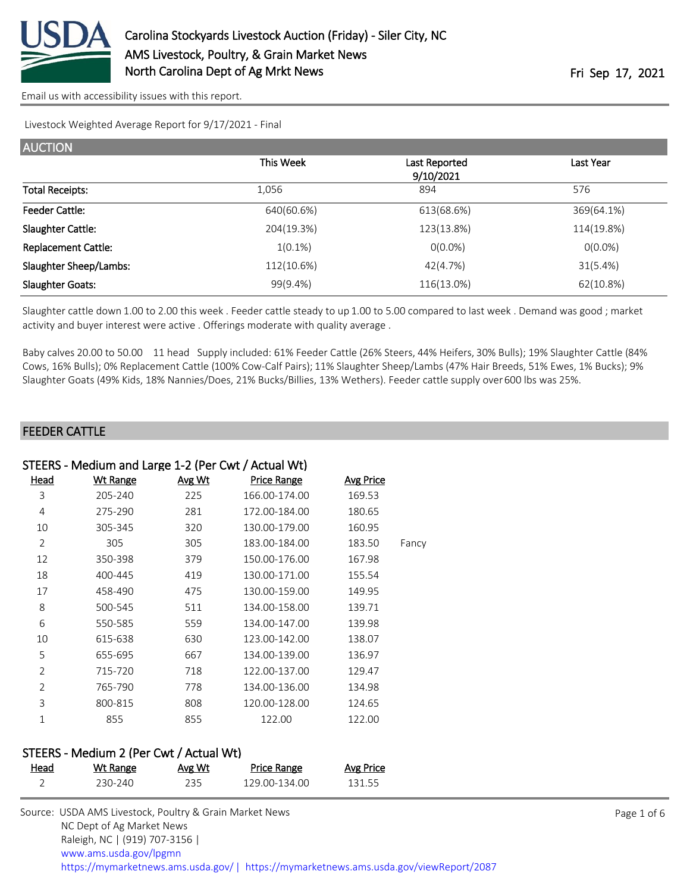# Carolina Stockyards Livestock Auction (Friday) - Siler City, NC

AMS Livestock, Poultry, & Grain Market News

North Carolina Dept of Ag Mrkt News

Fri Sep 17, 2021

Email us with accessibility issues with this report.

Livestock Weighted Average Report for 9/17/2021 - Final

## AUCTION

| | This Week | Last Reported 9/10/2021 | Last Year |
|---|---|---|---|
| Total Receipts: | 1,056 | 894 | 576 |
| Feeder Cattle: | 640(60.6%) | 613(68.6%) | 369(64.1%) |
| Slaughter Cattle: | 204(19.3%) | 123(13.8%) | 114(19.8%) |
| Replacement Cattle: | 1(0.1%) | 0(0.0%) | 0(0.0%) |
| Slaughter Sheep/Lambs: | 112(10.6%) | 42(4.7%) | 31(5.4%) |
| Slaughter Goats: | 99(9.4%) | 116(13.0%) | 62(10.8%) |

Slaughter cattle down 1.00 to 2.00 this week . Feeder cattle steady to up 1.00 to 5.00 compared to last week . Demand was good ; market activity and buyer interest were active . Offerings moderate with quality average .

Baby calves 20.00 to 50.00 11 head Supply included: 61% Feeder Cattle (26% Steers, 44% Heifers, 30% Bulls); 19% Slaughter Cattle (84% Cows, 16% Bulls); 0% Replacement Cattle (100% Cow-Calf Pairs); 11% Slaughter Sheep/Lambs (47% Hair Breeds, 51% Ewes, 1% Bucks); 9% Slaughter Goats (49% Kids, 18% Nannies/Does, 21% Bucks/Billies, 13% Wethers). Feeder cattle supply over 600 lbs was 25%.

## FEEDER CATTLE

### STEERS - Medium and Large 1-2 (Per Cwt / Actual Wt)

| Head | Wt Range | Avg Wt | Price Range | Avg Price | |
|---|---|---|---|---|---|
| 3 | 205-240 | 225 | 166.00-174.00 | 169.53 | |
| 4 | 275-290 | 281 | 172.00-184.00 | 180.65 | |
| 10 | 305-345 | 320 | 130.00-179.00 | 160.95 | |
| 2 | 305 | 305 | 183.00-184.00 | 183.50 | Fancy |
| 12 | 350-398 | 379 | 150.00-176.00 | 167.98 | |
| 18 | 400-445 | 419 | 130.00-171.00 | 155.54 | |
| 17 | 458-490 | 475 | 130.00-159.00 | 149.95 | |
| 8 | 500-545 | 511 | 134.00-158.00 | 139.71 | |
| 6 | 550-585 | 559 | 134.00-147.00 | 139.98 | |
| 10 | 615-638 | 630 | 123.00-142.00 | 138.07 | |
| 5 | 655-695 | 667 | 134.00-139.00 | 136.97 | |
| 2 | 715-720 | 718 | 122.00-137.00 | 129.47 | |
| 2 | 765-790 | 778 | 134.00-136.00 | 134.98 | |
| 3 | 800-815 | 808 | 120.00-128.00 | 124.65 | |
| 1 | 855 | 855 | 122.00 | 122.00 | |

### STEERS - Medium 2 (Per Cwt / Actual Wt)

| Head | Wt Range | Avg Wt | Price Range | Avg Price |
|---|---|---|---|---|
| 2 | 230-240 | 235 | 129.00-134.00 | 131.55 |

Source: USDA AMS Livestock, Poultry & Grain Market News
NC Dept of Ag Market News
Raleigh, NC | (919) 707-3156 |
www.ams.usda.gov/lpgmn
https://mymarketnews.ams.usda.gov/ | https://mymarketnews.ams.usda.gov/viewReport/2087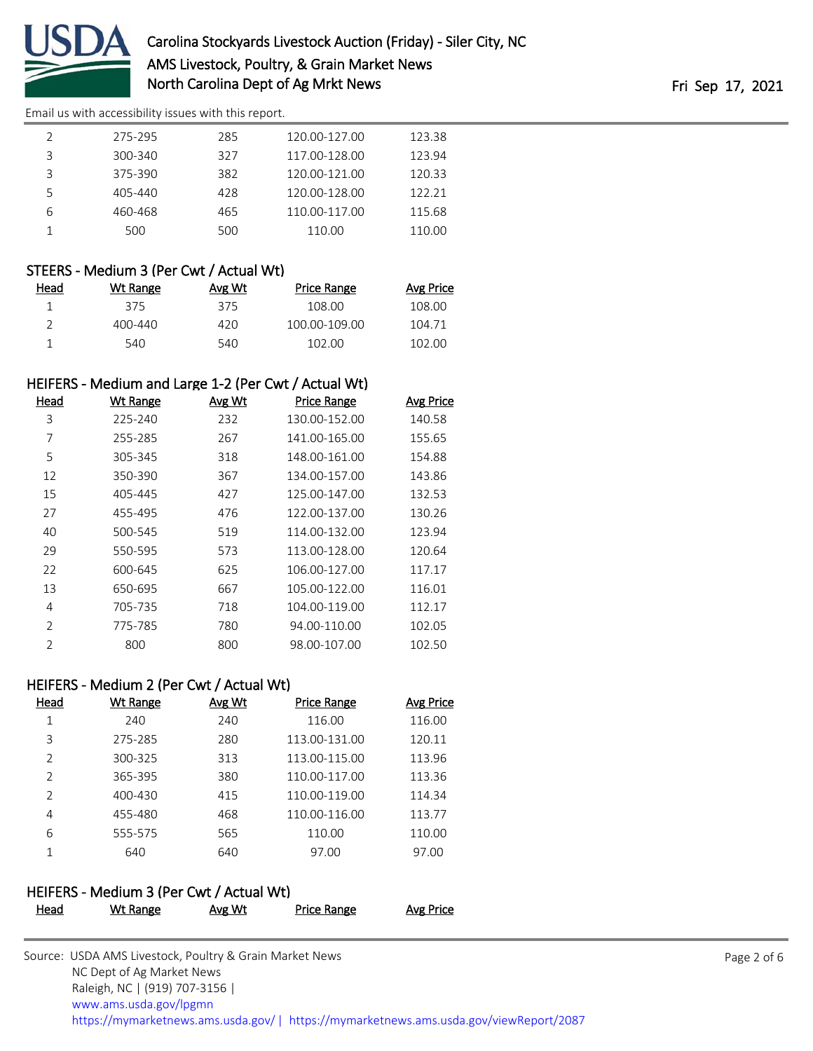| Head | Wt Range | Avg Wt | Price Range | Avg Price |
|---|---|---|---|---|
| 2 | 275-295 | 285 | 120.00-127.00 | 123.38 |
| 3 | 300-340 | 327 | 117.00-128.00 | 123.94 |
| 3 | 375-390 | 382 | 120.00-121.00 | 120.33 |
| 5 | 405-440 | 428 | 120.00-128.00 | 122.21 |
| 6 | 460-468 | 465 | 110.00-117.00 | 115.68 |
| 1 | 500 | 500 | 110.00 | 110.00 |

### STEERS - Medium 3 (Per Cwt / Actual Wt)

| Head | Wt Range | Avg Wt | Price Range | Avg Price |
|---|---|---|---|---|
| 1 | 375 | 375 | 108.00 | 108.00 |
| 2 | 400-440 | 420 | 100.00-109.00 | 104.71 |
| 1 | 540 | 540 | 102.00 | 102.00 |

### HEIFERS - Medium and Large 1-2 (Per Cwt / Actual Wt)

| Head | Wt Range | Avg Wt | Price Range | Avg Price |
|---|---|---|---|---|
| 3 | 225-240 | 232 | 130.00-152.00 | 140.58 |
| 7 | 255-285 | 267 | 141.00-165.00 | 155.65 |
| 5 | 305-345 | 318 | 148.00-161.00 | 154.88 |
| 12 | 350-390 | 367 | 134.00-157.00 | 143.86 |
| 15 | 405-445 | 427 | 125.00-147.00 | 132.53 |
| 27 | 455-495 | 476 | 122.00-137.00 | 130.26 |
| 40 | 500-545 | 519 | 114.00-132.00 | 123.94 |
| 29 | 550-595 | 573 | 113.00-128.00 | 120.64 |
| 22 | 600-645 | 625 | 106.00-127.00 | 117.17 |
| 13 | 650-695 | 667 | 105.00-122.00 | 116.01 |
| 4 | 705-735 | 718 | 104.00-119.00 | 112.17 |
| 2 | 775-785 | 780 | 94.00-110.00 | 102.05 |
| 2 | 800 | 800 | 98.00-107.00 | 102.50 |

### HEIFERS - Medium 2 (Per Cwt / Actual Wt)

| Head | Wt Range | Avg Wt | Price Range | Avg Price |
|---|---|---|---|---|
| 1 | 240 | 240 | 116.00 | 116.00 |
| 3 | 275-285 | 280 | 113.00-131.00 | 120.11 |
| 2 | 300-325 | 313 | 113.00-115.00 | 113.96 |
| 2 | 365-395 | 380 | 110.00-117.00 | 113.36 |
| 2 | 400-430 | 415 | 110.00-119.00 | 114.34 |
| 4 | 455-480 | 468 | 110.00-116.00 | 113.77 |
| 6 | 555-575 | 565 | 110.00 | 110.00 |
| 1 | 640 | 640 | 97.00 | 97.00 |

### HEIFERS - Medium 3 (Per Cwt / Actual Wt)

| Head | Wt Range | Avg Wt | Price Range | Avg Price |
|---|---|---|---|---|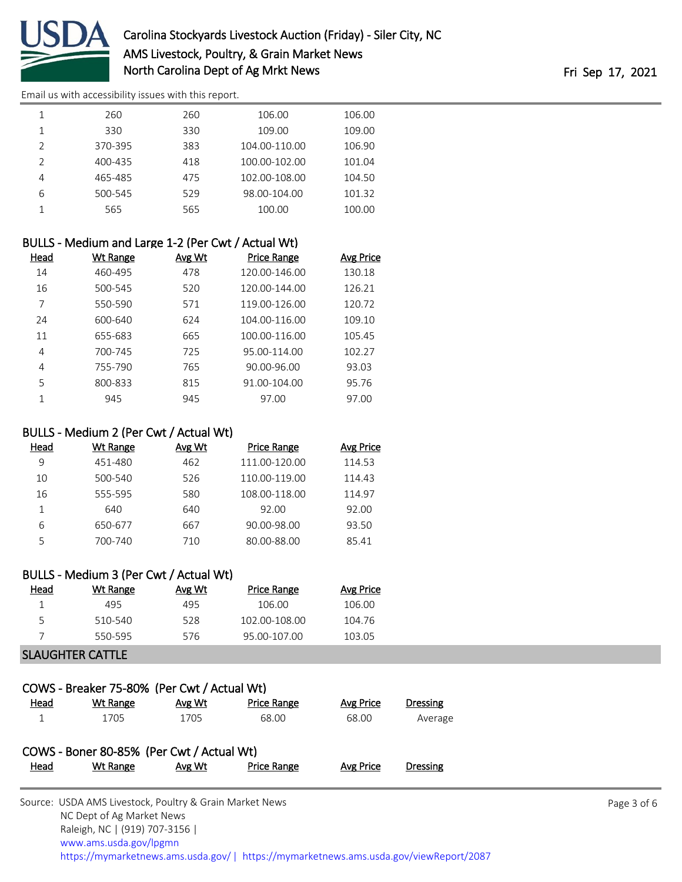| Head | Wt Range | Avg Wt | Price Range | Avg Price |
|---|---|---|---|---|
| 1 | 260 | 260 | 106.00 | 106.00 |
| 1 | 330 | 330 | 109.00 | 109.00 |
| 2 | 370-395 | 383 | 104.00-110.00 | 106.90 |
| 2 | 400-435 | 418 | 100.00-102.00 | 101.04 |
| 4 | 465-485 | 475 | 102.00-108.00 | 104.50 |
| 6 | 500-545 | 529 | 98.00-104.00 | 101.32 |
| 1 | 565 | 565 | 100.00 | 100.00 |

### BULLS - Medium and Large 1-2 (Per Cwt / Actual Wt)

| Head | Wt Range | Avg Wt | Price Range | Avg Price |
|---|---|---|---|---|
| 14 | 460-495 | 478 | 120.00-146.00 | 130.18 |
| 16 | 500-545 | 520 | 120.00-144.00 | 126.21 |
| 7 | 550-590 | 571 | 119.00-126.00 | 120.72 |
| 24 | 600-640 | 624 | 104.00-116.00 | 109.10 |
| 11 | 655-683 | 665 | 100.00-116.00 | 105.45 |
| 4 | 700-745 | 725 | 95.00-114.00 | 102.27 |
| 4 | 755-790 | 765 | 90.00-96.00 | 93.03 |
| 5 | 800-833 | 815 | 91.00-104.00 | 95.76 |
| 1 | 945 | 945 | 97.00 | 97.00 |

### BULLS - Medium 2 (Per Cwt / Actual Wt)

| Head | Wt Range | Avg Wt | Price Range | Avg Price |
|---|---|---|---|---|
| 9 | 451-480 | 462 | 111.00-120.00 | 114.53 |
| 10 | 500-540 | 526 | 110.00-119.00 | 114.43 |
| 16 | 555-595 | 580 | 108.00-118.00 | 114.97 |
| 1 | 640 | 640 | 92.00 | 92.00 |
| 6 | 650-677 | 667 | 90.00-98.00 | 93.50 |
| 5 | 700-740 | 710 | 80.00-88.00 | 85.41 |

### BULLS - Medium 3 (Per Cwt / Actual Wt)

| Head | Wt Range | Avg Wt | Price Range | Avg Price |
|---|---|---|---|---|
| 1 | 495 | 495 | 106.00 | 106.00 |
| 5 | 510-540 | 528 | 102.00-108.00 | 104.76 |
| 7 | 550-595 | 576 | 95.00-107.00 | 103.05 |

## SLAUGHTER CATTLE

### COWS - Breaker 75-80% (Per Cwt / Actual Wt)

| Head | Wt Range | Avg Wt | Price Range | Avg Price | Dressing |
|---|---|---|---|---|---|
| 1 | 1705 | 1705 | 68.00 | 68.00 | Average |

### COWS - Boner 80-85% (Per Cwt / Actual Wt)

| Head | Wt Range | Avg Wt | Price Range | Avg Price | Dressing |
|---|---|---|---|---|---|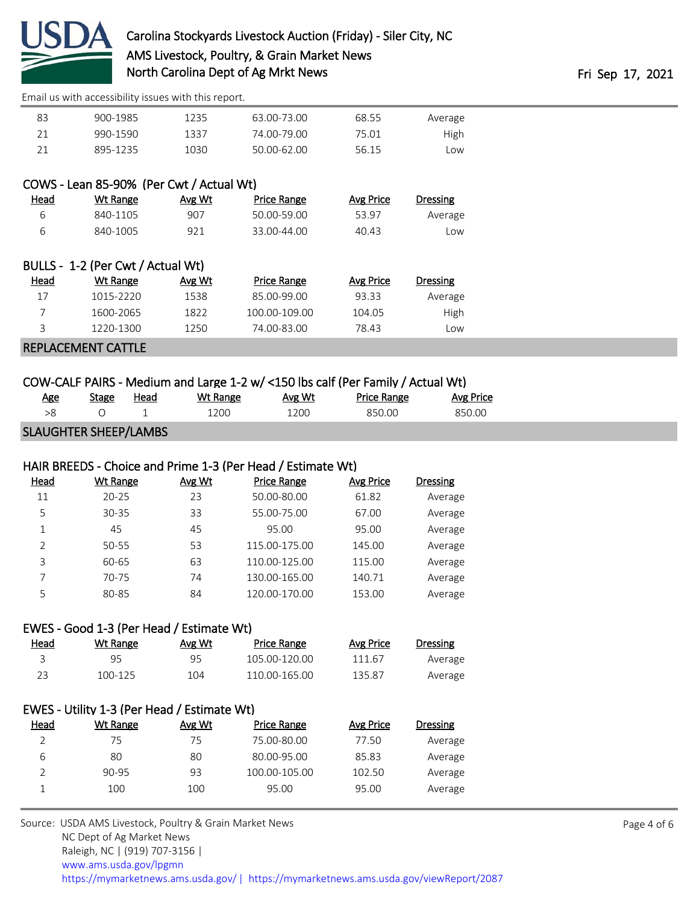| Head | Wt Range | Avg Wt | Price Range | Avg Price | Dressing |
|---|---|---|---|---|---|
| 83 | 900-1985 | 1235 | 63.00-73.00 | 68.55 | Average |
| 21 | 990-1590 | 1337 | 74.00-79.00 | 75.01 | High |
| 21 | 895-1235 | 1030 | 50.00-62.00 | 56.15 | Low |

### COWS - Lean 85-90% (Per Cwt / Actual Wt)

| Head | Wt Range | Avg Wt | Price Range | Avg Price | Dressing |
|---|---|---|---|---|---|
| 6 | 840-1105 | 907 | 50.00-59.00 | 53.97 | Average |
| 6 | 840-1005 | 921 | 33.00-44.00 | 40.43 | Low |

### BULLS - 1-2 (Per Cwt / Actual Wt)

| Head | Wt Range | Avg Wt | Price Range | Avg Price | Dressing |
|---|---|---|---|---|---|
| 17 | 1015-2220 | 1538 | 85.00-99.00 | 93.33 | Average |
| 7 | 1600-2065 | 1822 | 100.00-109.00 | 104.05 | High |
| 3 | 1220-1300 | 1250 | 74.00-83.00 | 78.43 | Low |

## REPLACEMENT CATTLE

### COW-CALF PAIRS - Medium and Large 1-2 w/ <150 lbs calf (Per Family / Actual Wt)

| Age | Stage | Head | Wt Range | Avg Wt | Price Range | Avg Price |
|---|---|---|---|---|---|---|
| >8 | O | 1 | 1200 | 1200 | 850.00 | 850.00 |

## SLAUGHTER SHEEP/LAMBS

### HAIR BREEDS - Choice and Prime 1-3 (Per Head / Estimate Wt)

| Head | Wt Range | Avg Wt | Price Range | Avg Price | Dressing |
|---|---|---|---|---|---|
| 11 | 20-25 | 23 | 50.00-80.00 | 61.82 | Average |
| 5 | 30-35 | 33 | 55.00-75.00 | 67.00 | Average |
| 1 | 45 | 45 | 95.00 | 95.00 | Average |
| 2 | 50-55 | 53 | 115.00-175.00 | 145.00 | Average |
| 3 | 60-65 | 63 | 110.00-125.00 | 115.00 | Average |
| 7 | 70-75 | 74 | 130.00-165.00 | 140.71 | Average |
| 5 | 80-85 | 84 | 120.00-170.00 | 153.00 | Average |

### EWES - Good 1-3 (Per Head / Estimate Wt)

| Head | Wt Range | Avg Wt | Price Range | Avg Price | Dressing |
|---|---|---|---|---|---|
| 3 | 95 | 95 | 105.00-120.00 | 111.67 | Average |
| 23 | 100-125 | 104 | 110.00-165.00 | 135.87 | Average |

### EWES - Utility 1-3 (Per Head / Estimate Wt)

| Head | Wt Range | Avg Wt | Price Range | Avg Price | Dressing |
|---|---|---|---|---|---|
| 2 | 75 | 75 | 75.00-80.00 | 77.50 | Average |
| 6 | 80 | 80 | 80.00-95.00 | 85.83 | Average |
| 2 | 90-95 | 93 | 100.00-105.00 | 102.50 | Average |
| 1 | 100 | 100 | 95.00 | 95.00 | Average |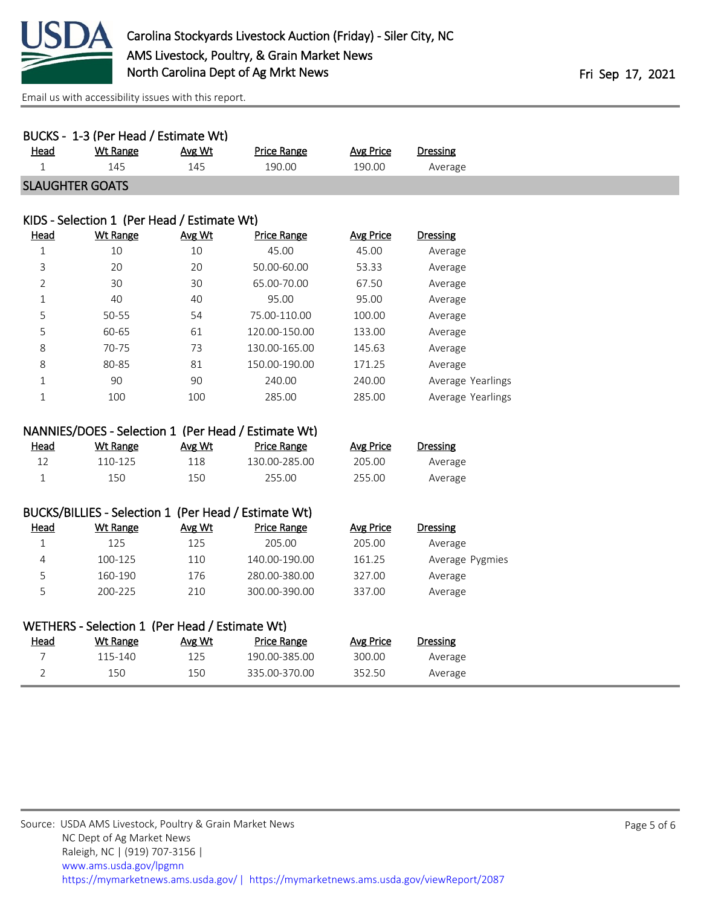### BUCKS - 1-3 (Per Head / Estimate Wt)

| Head | Wt Range | Avg Wt | Price Range | Avg Price | Dressing |
|---|---|---|---|---|---|
| 1 | 145 | 145 | 190.00 | 190.00 | Average |

## SLAUGHTER GOATS

### KIDS - Selection 1 (Per Head / Estimate Wt)

| Head | Wt Range | Avg Wt | Price Range | Avg Price | Dressing |
|---|---|---|---|---|---|
| 1 | 10 | 10 | 45.00 | 45.00 | Average |
| 3 | 20 | 20 | 50.00-60.00 | 53.33 | Average |
| 2 | 30 | 30 | 65.00-70.00 | 67.50 | Average |
| 1 | 40 | 40 | 95.00 | 95.00 | Average |
| 5 | 50-55 | 54 | 75.00-110.00 | 100.00 | Average |
| 5 | 60-65 | 61 | 120.00-150.00 | 133.00 | Average |
| 8 | 70-75 | 73 | 130.00-165.00 | 145.63 | Average |
| 8 | 80-85 | 81 | 150.00-190.00 | 171.25 | Average |
| 1 | 90 | 90 | 240.00 | 240.00 | Average Yearlings |
| 1 | 100 | 100 | 285.00 | 285.00 | Average Yearlings |

### NANNIES/DOES - Selection 1 (Per Head / Estimate Wt)

| Head | Wt Range | Avg Wt | Price Range | Avg Price | Dressing |
|---|---|---|---|---|---|
| 12 | 110-125 | 118 | 130.00-285.00 | 205.00 | Average |
| 1 | 150 | 150 | 255.00 | 255.00 | Average |

### BUCKS/BILLIES - Selection 1 (Per Head / Estimate Wt)

| Head | Wt Range | Avg Wt | Price Range | Avg Price | Dressing |
|---|---|---|---|---|---|
| 1 | 125 | 125 | 205.00 | 205.00 | Average |
| 4 | 100-125 | 110 | 140.00-190.00 | 161.25 | Average Pygmies |
| 5 | 160-190 | 176 | 280.00-380.00 | 327.00 | Average |
| 5 | 200-225 | 210 | 300.00-390.00 | 337.00 | Average |

### WETHERS - Selection 1 (Per Head / Estimate Wt)

| Head | Wt Range | Avg Wt | Price Range | Avg Price | Dressing |
|---|---|---|---|---|---|
| 7 | 115-140 | 125 | 190.00-385.00 | 300.00 | Average |
| 2 | 150 | 150 | 335.00-370.00 | 352.50 | Average |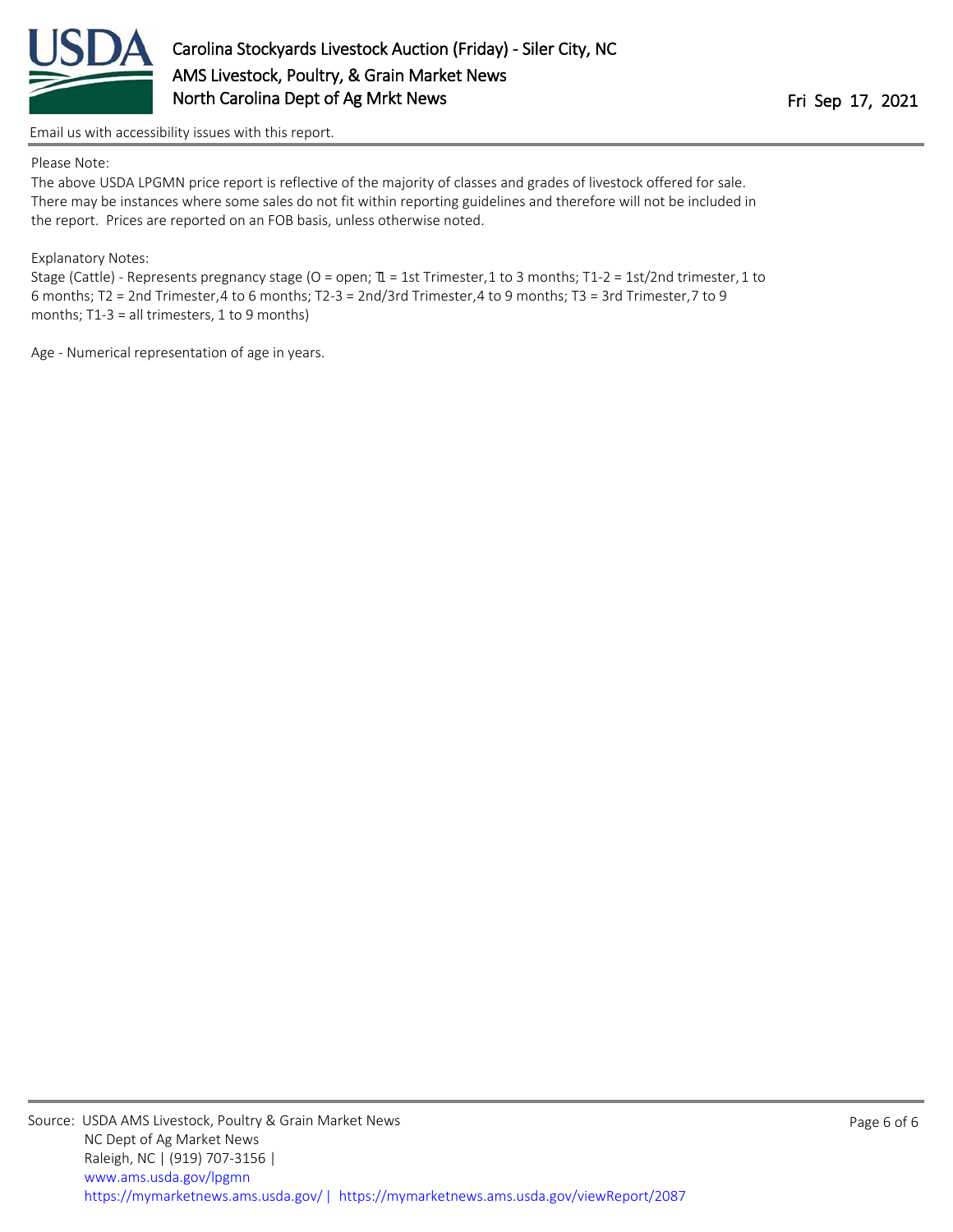Email us with accessibility issues with this report.

Please Note:
The above USDA LPGMN price report is reflective of the majority of classes and grades of livestock offered for sale. There may be instances where some sales do not fit within reporting guidelines and therefore will not be included in the report. Prices are reported on an FOB basis, unless otherwise noted.

Explanatory Notes:
Stage (Cattle) - Represents pregnancy stage (O = open; T1 = 1st Trimester,1 to 3 months; T1-2 = 1st/2nd trimester, 1 to 6 months; T2 = 2nd Trimester,4 to 6 months; T2-3 = 2nd/3rd Trimester,4 to 9 months; T3 = 3rd Trimester,7 to 9 months; T1-3 = all trimesters, 1 to 9 months)

Age - Numerical representation of age in years.

Source: USDA AMS Livestock, Poultry & Grain Market News
NC Dept of Ag Market News
Raleigh, NC | (919) 707-3156 |
www.ams.usda.gov/lpgmn
https://mymarketnews.ams.usda.gov/ | https://mymarketnews.ams.usda.gov/viewReport/2087